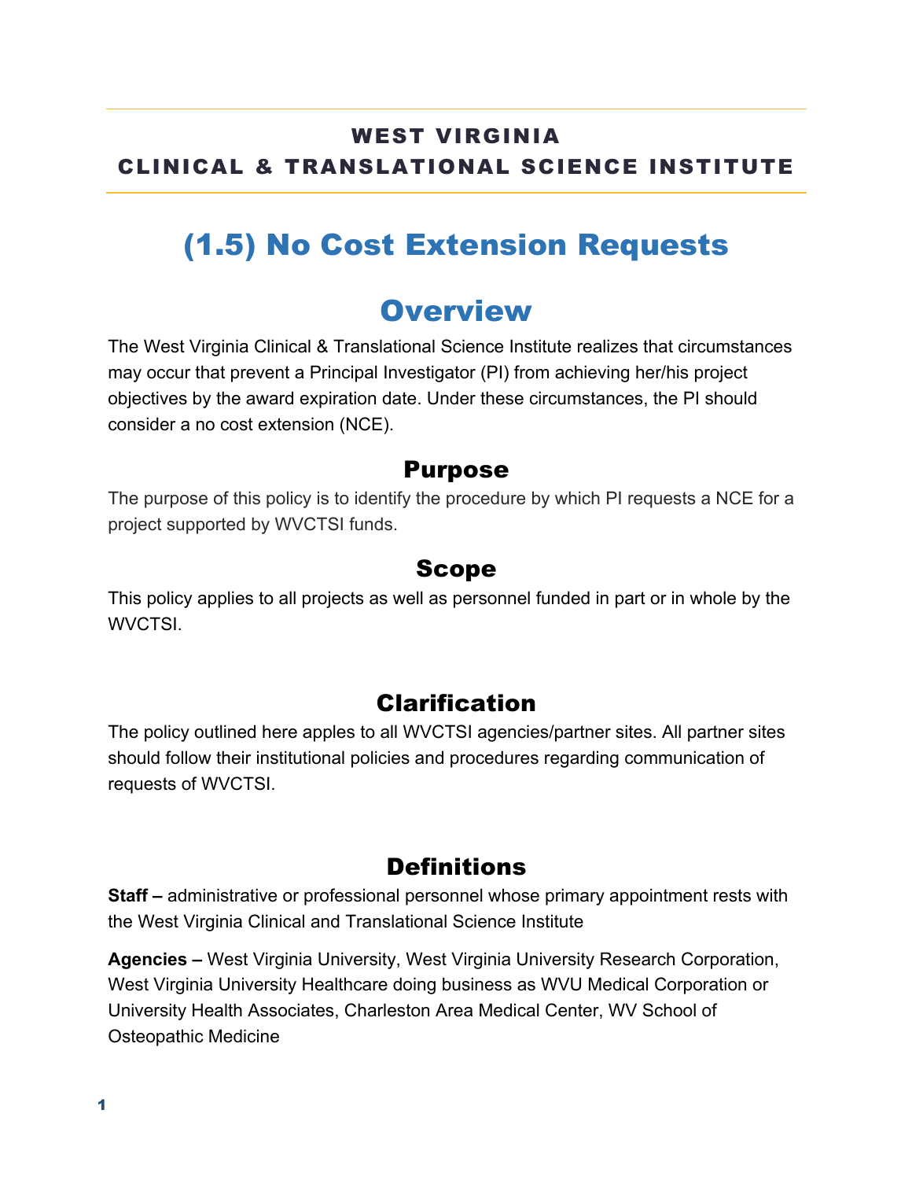**WEST VIRGINIA**
**CLINICAL & TRANSLATIONAL SCIENCE INSTITUTE**

# (1.5) No Cost Extension Requests

## Overview

The West Virginia Clinical & Translational Science Institute realizes that circumstances may occur that prevent a Principal Investigator (PI) from achieving her/his project objectives by the award expiration date. Under these circumstances, the PI should consider a no cost extension (NCE).

### Purpose

The purpose of this policy is to identify the procedure by which PI requests a NCE for a project supported by WVCTSI funds.

### Scope

This policy applies to all projects as well as personnel funded in part or in whole by the WVCTSI.

### Clarification

The policy outlined here apples to all WVCTSI agencies/partner sites. All partner sites should follow their institutional policies and procedures regarding communication of requests of WVCTSI.

### Definitions

**Staff –** administrative or professional personnel whose primary appointment rests with the West Virginia Clinical and Translational Science Institute

**Agencies –** West Virginia University, West Virginia University Research Corporation, West Virginia University Healthcare doing business as WVU Medical Corporation or University Health Associates, Charleston Area Medical Center, WV School of Osteopathic Medicine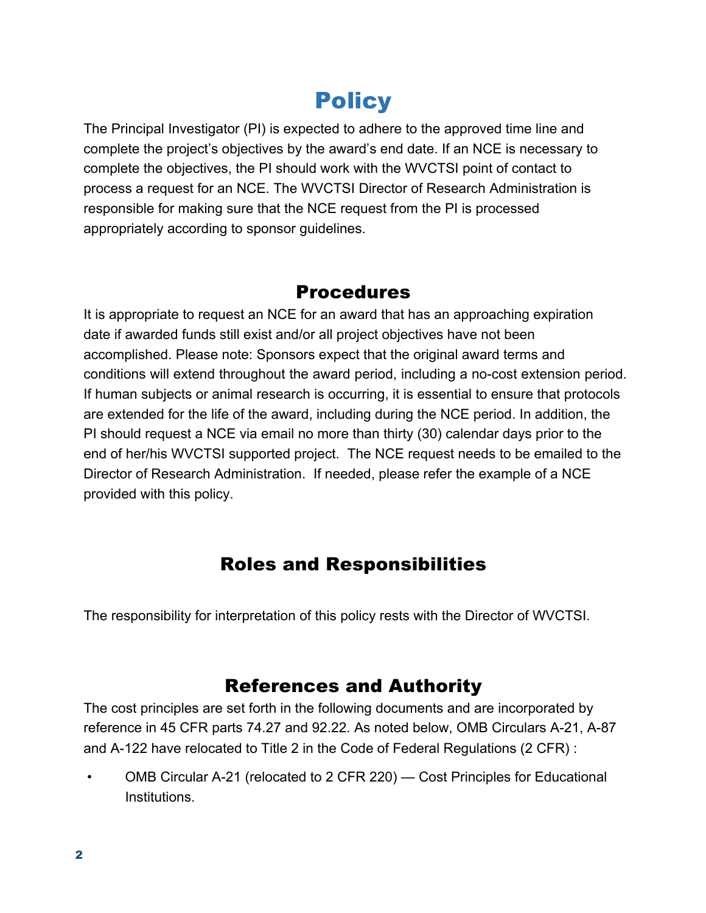# Policy

The Principal Investigator (PI) is expected to adhere to the approved time line and complete the project's objectives by the award's end date. If an NCE is necessary to complete the objectives, the PI should work with the WVCTSI point of contact to process a request for an NCE. The WVCTSI Director of Research Administration is responsible for making sure that the NCE request from the PI is processed appropriately according to sponsor guidelines.

## Procedures

It is appropriate to request an NCE for an award that has an approaching expiration date if awarded funds still exist and/or all project objectives have not been accomplished. Please note: Sponsors expect that the original award terms and conditions will extend throughout the award period, including a no-cost extension period. If human subjects or animal research is occurring, it is essential to ensure that protocols are extended for the life of the award, including during the NCE period. In addition, the PI should request a NCE via email no more than thirty (30) calendar days prior to the end of her/his WVCTSI supported project. The NCE request needs to be emailed to the Director of Research Administration. If needed, please refer the example of a NCE provided with this policy.

## Roles and Responsibilities

The responsibility for interpretation of this policy rests with the Director of WVCTSI.

## References and Authority

The cost principles are set forth in the following documents and are incorporated by reference in 45 CFR parts 74.27 and 92.22. As noted below, OMB Circulars A-21, A-87 and A-122 have relocated to Title 2 in the Code of Federal Regulations (2 CFR) :

- OMB Circular A-21 (relocated to 2 CFR 220) — Cost Principles for Educational Institutions.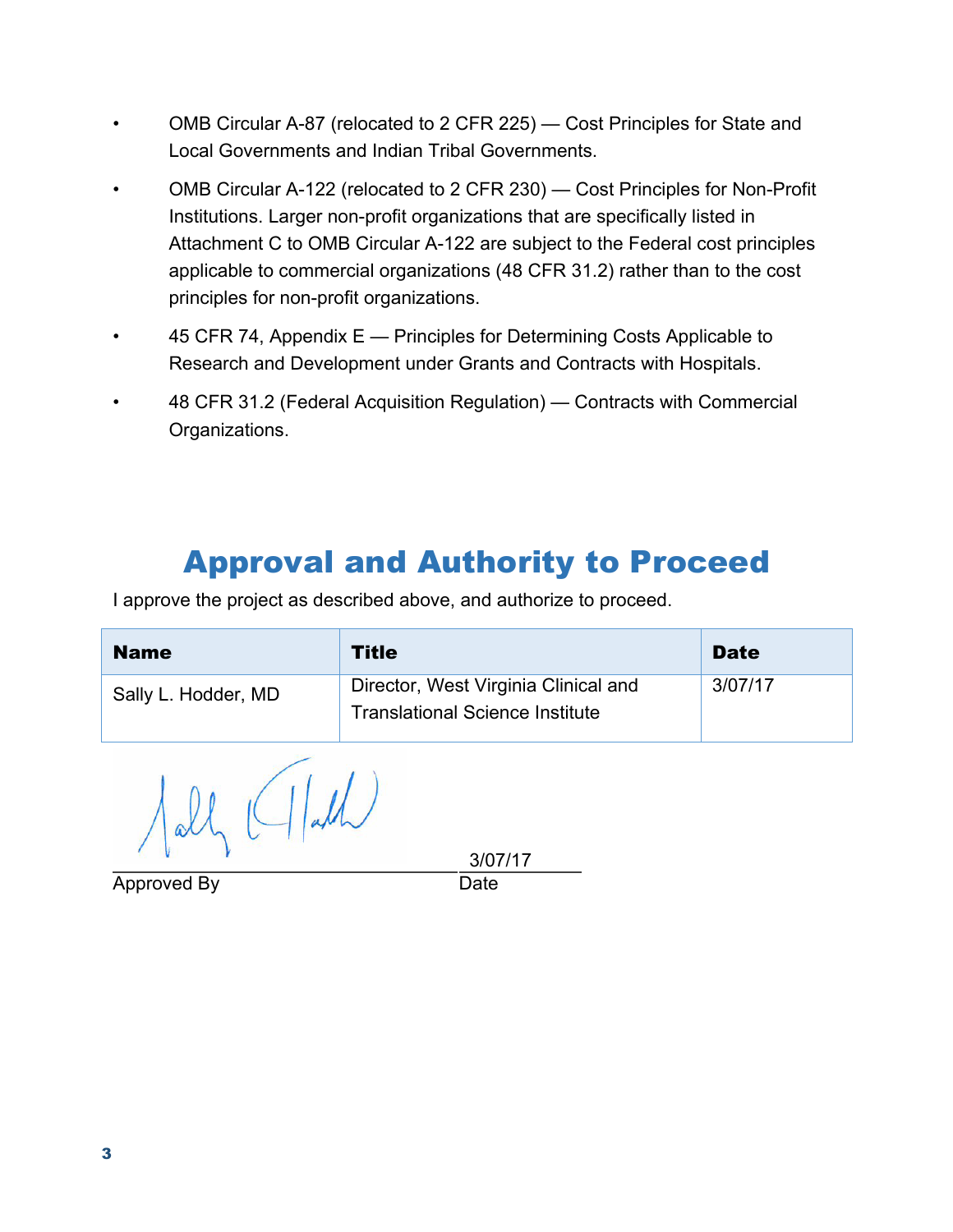- OMB Circular A-87 (relocated to 2 CFR 225) — Cost Principles for State and Local Governments and Indian Tribal Governments.
- OMB Circular A-122 (relocated to 2 CFR 230) — Cost Principles for Non-Profit Institutions. Larger non-profit organizations that are specifically listed in Attachment C to OMB Circular A-122 are subject to the Federal cost principles applicable to commercial organizations (48 CFR 31.2) rather than to the cost principles for non-profit organizations.
- 45 CFR 74, Appendix E — Principles for Determining Costs Applicable to Research and Development under Grants and Contracts with Hospitals.
- 48 CFR 31.2 (Federal Acquisition Regulation) — Contracts with Commercial Organizations.

# Approval and Authority to Proceed

I approve the project as described above, and authorize to proceed.

| Name | Title | Date |
|---|---|---|
| Sally L. Hodder, MD | Director, West Virginia Clinical and Translational Science Institute | 3/07/17 |

Approved By ____________________ Date 3/07/17